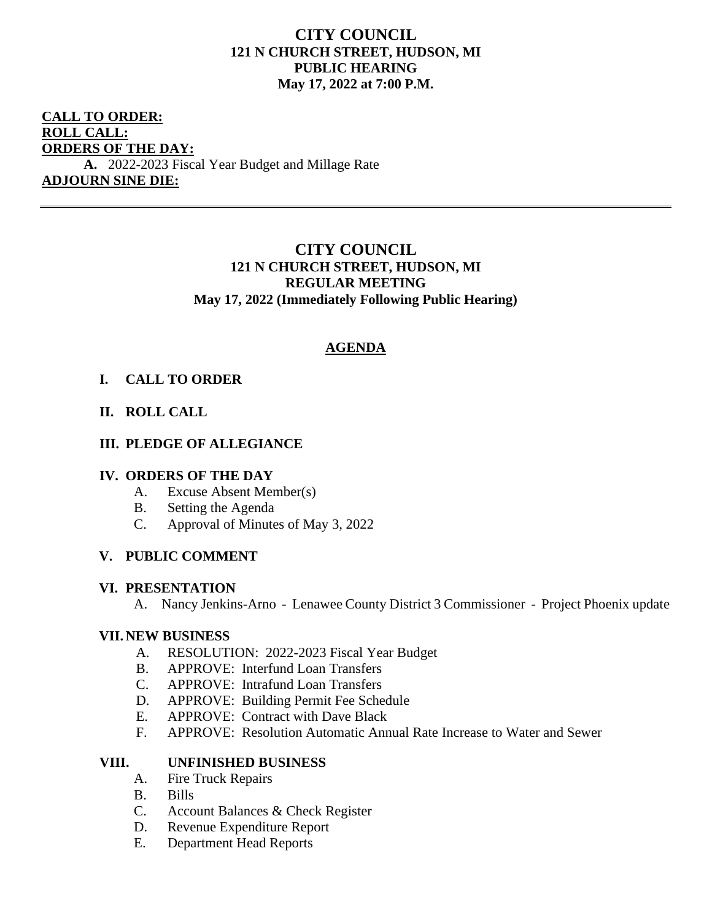# CITY COUNCIL
**121 N CHURCH STREET, HUDSON, MI**
**PUBLIC HEARING**
**May 17, 2022 at 7:00 P.M.**

**CALL TO ORDER:**
**ROLL CALL:**
**ORDERS OF THE DAY:**
**A.** 2022-2023 Fiscal Year Budget and Millage Rate
**ADJOURN SINE DIE:**

---

# CITY COUNCIL
**121 N CHURCH STREET, HUDSON, MI**
**REGULAR MEETING**
**May 17, 2022 (Immediately Following Public Hearing)**

## AGENDA

**I. CALL TO ORDER**

**II. ROLL CALL**

**III. PLEDGE OF ALLEGIANCE**

**IV. ORDERS OF THE DAY**
- A. Excuse Absent Member(s)
- B. Setting the Agenda
- C. Approval of Minutes of May 3, 2022

**V. PUBLIC COMMENT**

**VI. PRESENTATION**
- A. Nancy Jenkins-Arno - Lenawee County District 3 Commissioner - Project Phoenix update

**VII. NEW BUSINESS**
- A. RESOLUTION: 2022-2023 Fiscal Year Budget
- B. APPROVE: Interfund Loan Transfers
- C. APPROVE: Intrafund Loan Transfers
- D. APPROVE: Building Permit Fee Schedule
- E. APPROVE: Contract with Dave Black
- F. APPROVE: Resolution Automatic Annual Rate Increase to Water and Sewer

**VIII. UNFINISHED BUSINESS**
- A. Fire Truck Repairs
- B. Bills
- C. Account Balances & Check Register
- D. Revenue Expenditure Report
- E. Department Head Reports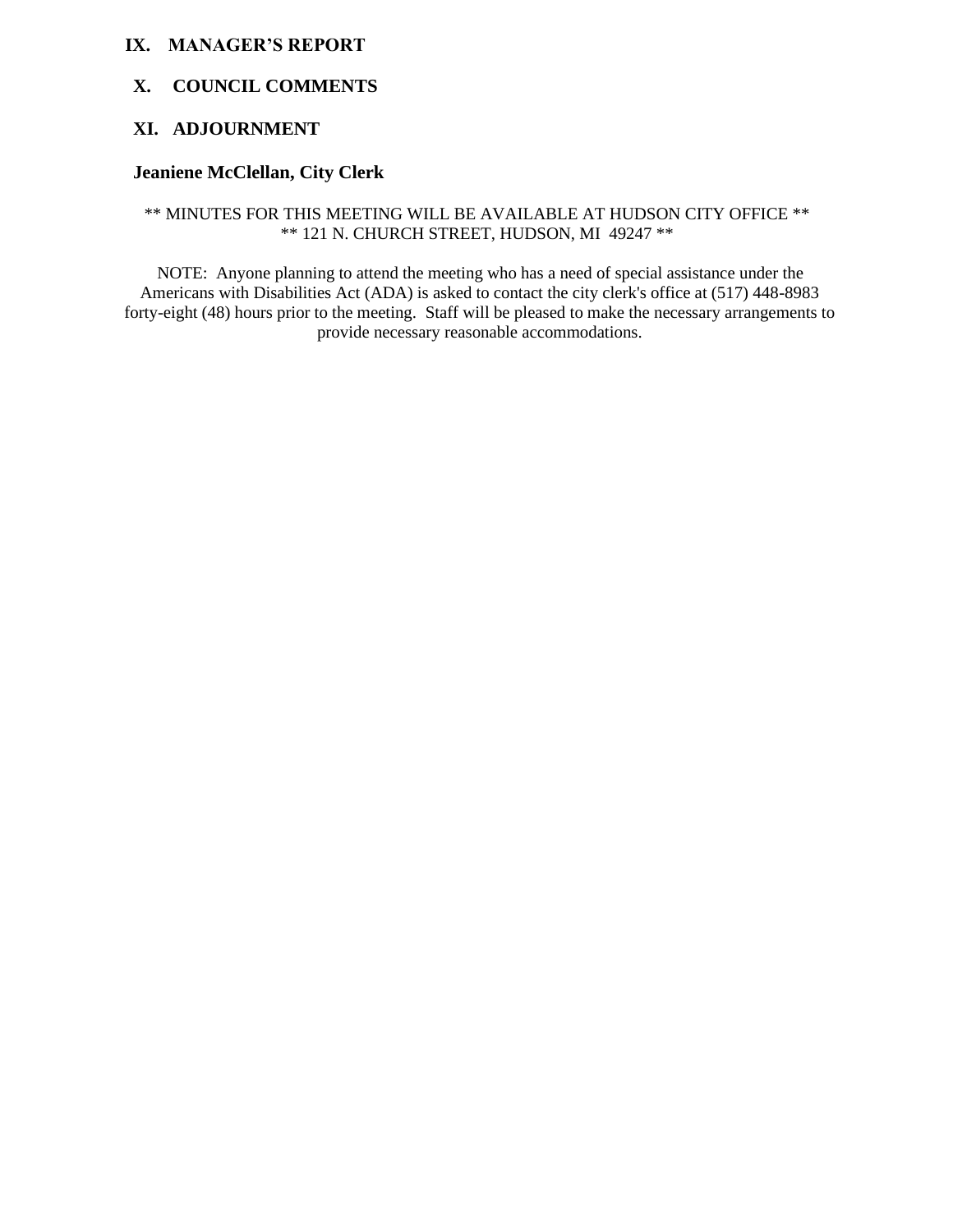## IX. MANAGER'S REPORT

## X. COUNCIL COMMENTS

## XI. ADJOURNMENT

**Jeaniene McClellan, City Clerk**

** MINUTES FOR THIS MEETING WILL BE AVAILABLE AT HUDSON CITY OFFICE **
** 121 N. CHURCH STREET, HUDSON, MI 49247 **

NOTE: Anyone planning to attend the meeting who has a need of special assistance under the Americans with Disabilities Act (ADA) is asked to contact the city clerk's office at (517) 448-8983 forty-eight (48) hours prior to the meeting. Staff will be pleased to make the necessary arrangements to provide necessary reasonable accommodations.